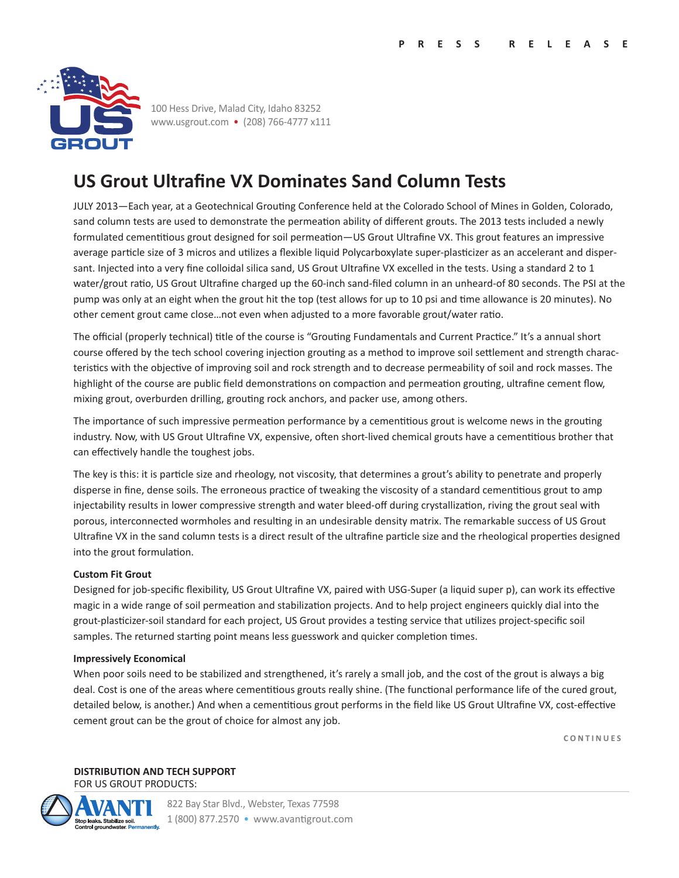PRESS RELEASE

100 Hess Drive, Malad City, Idaho 83252
www.usgrout.com • (208) 766-4777 x111

# US Grout Ultrafine VX Dominates Sand Column Tests

JULY 2013—Each year, at a Geotechnical Grouting Conference held at the Colorado School of Mines in Golden, Colorado, sand column tests are used to demonstrate the permeation ability of different grouts. The 2013 tests included a newly formulated cementitious grout designed for soil permeation—US Grout Ultrafine VX. This grout features an impressive average particle size of 3 micros and utilizes a flexible liquid Polycarboxylate super-plasticizer as an accelerant and dispersant. Injected into a very fine colloidal silica sand, US Grout Ultrafine VX excelled in the tests. Using a standard 2 to 1 water/grout ratio, US Grout Ultrafine charged up the 60-inch sand-filed column in an unheard-of 80 seconds. The PSI at the pump was only at an eight when the grout hit the top (test allows for up to 10 psi and time allowance is 20 minutes). No other cement grout came close…not even when adjusted to a more favorable grout/water ratio.

The official (properly technical) title of the course is “Grouting Fundamentals and Current Practice.” It’s a annual short course offered by the tech school covering injection grouting as a method to improve soil settlement and strength characteristics with the objective of improving soil and rock strength and to decrease permeability of soil and rock masses. The highlight of the course are public field demonstrations on compaction and permeation grouting, ultrafine cement flow, mixing grout, overburden drilling, grouting rock anchors, and packer use, among others.

The importance of such impressive permeation performance by a cementitious grout is welcome news in the grouting industry. Now, with US Grout Ultrafine VX, expensive, often short-lived chemical grouts have a cementitious brother that can effectively handle the toughest jobs.

The key is this: it is particle size and rheology, not viscosity, that determines a grout’s ability to penetrate and properly disperse in fine, dense soils. The erroneous practice of tweaking the viscosity of a standard cementitious grout to amp injectability results in lower compressive strength and water bleed-off during crystallization, riving the grout seal with porous, interconnected wormholes and resulting in an undesirable density matrix. The remarkable success of US Grout Ultrafine VX in the sand column tests is a direct result of the ultrafine particle size and the rheological properties designed into the grout formulation.

**Custom Fit Grout**

Designed for job-specific flexibility, US Grout Ultrafine VX, paired with USG-Super (a liquid super p), can work its effective magic in a wide range of soil permeation and stabilization projects. And to help project engineers quickly dial into the grout-plasticizer-soil standard for each project, US Grout provides a testing service that utilizes project-specific soil samples. The returned starting point means less guesswork and quicker completion times.

**Impressively Economical**

When poor soils need to be stabilized and strengthened, it’s rarely a small job, and the cost of the grout is always a big deal. Cost is one of the areas where cementitious grouts really shine. (The functional performance life of the cured grout, detailed below, is another.) And when a cementitious grout performs in the field like US Grout Ultrafine VX, cost-effective cement grout can be the grout of choice for almost any job.

CONTINUES

**DISTRIBUTION AND TECH SUPPORT**
FOR US GROUT PRODUCTS:

AVANTI — Stop leaks. Stabilize soil. Control groundwater. Permanently.

822 Bay Star Blvd., Webster, Texas 77598
1 (800) 877.2570 • www.avantigrout.com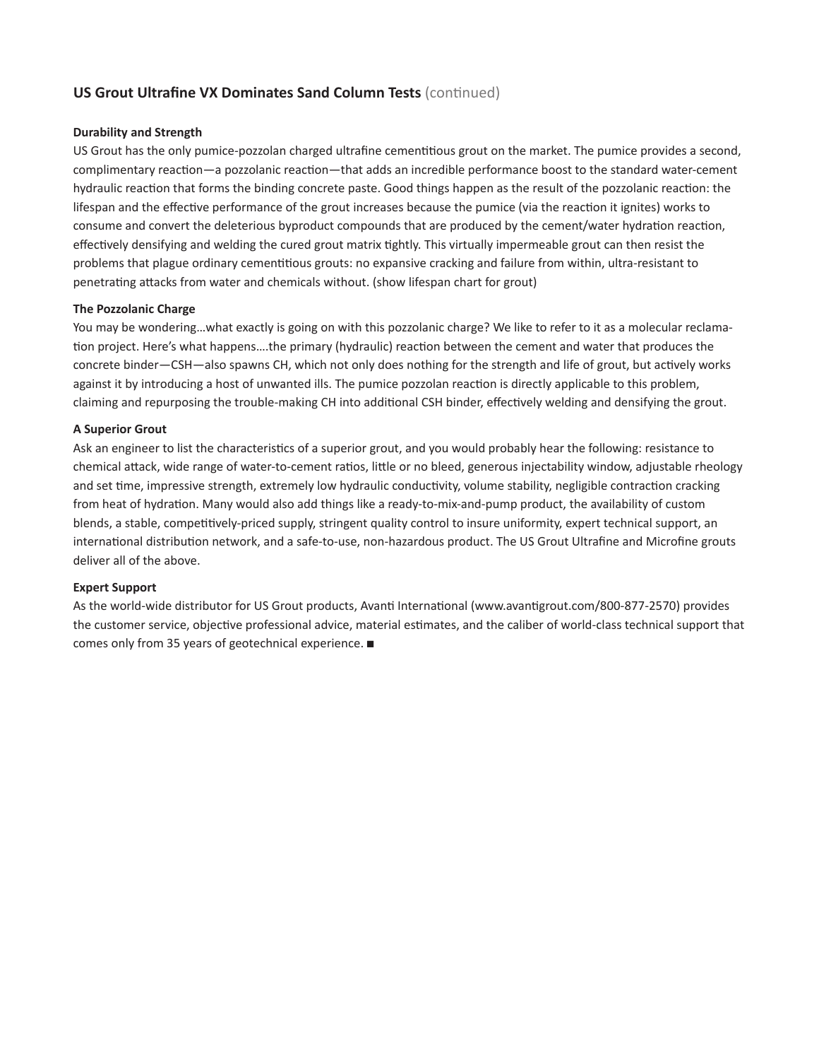## US Grout Ultrafine VX Dominates Sand Column Tests (continued)

### Durability and Strength

US Grout has the only pumice-pozzolan charged ultrafine cementitious grout on the market. The pumice provides a second, complimentary reaction—a pozzolanic reaction—that adds an incredible performance boost to the standard water-cement hydraulic reaction that forms the binding concrete paste. Good things happen as the result of the pozzolanic reaction: the lifespan and the effective performance of the grout increases because the pumice (via the reaction it ignites) works to consume and convert the deleterious byproduct compounds that are produced by the cement/water hydration reaction, effectively densifying and welding the cured grout matrix tightly. This virtually impermeable grout can then resist the problems that plague ordinary cementitious grouts: no expansive cracking and failure from within, ultra-resistant to penetrating attacks from water and chemicals without. (show lifespan chart for grout)

### The Pozzolanic Charge

You may be wondering…what exactly is going on with this pozzolanic charge? We like to refer to it as a molecular reclamation project. Here's what happens….the primary (hydraulic) reaction between the cement and water that produces the concrete binder—CSH—also spawns CH, which not only does nothing for the strength and life of grout, but actively works against it by introducing a host of unwanted ills. The pumice pozzolan reaction is directly applicable to this problem, claiming and repurposing the trouble-making CH into additional CSH binder, effectively welding and densifying the grout.

### A Superior Grout

Ask an engineer to list the characteristics of a superior grout, and you would probably hear the following: resistance to chemical attack, wide range of water-to-cement ratios, little or no bleed, generous injectability window, adjustable rheology and set time, impressive strength, extremely low hydraulic conductivity, volume stability, negligible contraction cracking from heat of hydration. Many would also add things like a ready-to-mix-and-pump product, the availability of custom blends, a stable, competitively-priced supply, stringent quality control to insure uniformity, expert technical support, an international distribution network, and a safe-to-use, non-hazardous product. The US Grout Ultrafine and Microfine grouts deliver all of the above.

### Expert Support

As the world-wide distributor for US Grout products, Avanti International (www.avantigrout.com/800-877-2570) provides the customer service, objective professional advice, material estimates, and the caliber of world-class technical support that comes only from 35 years of geotechnical experience. ■